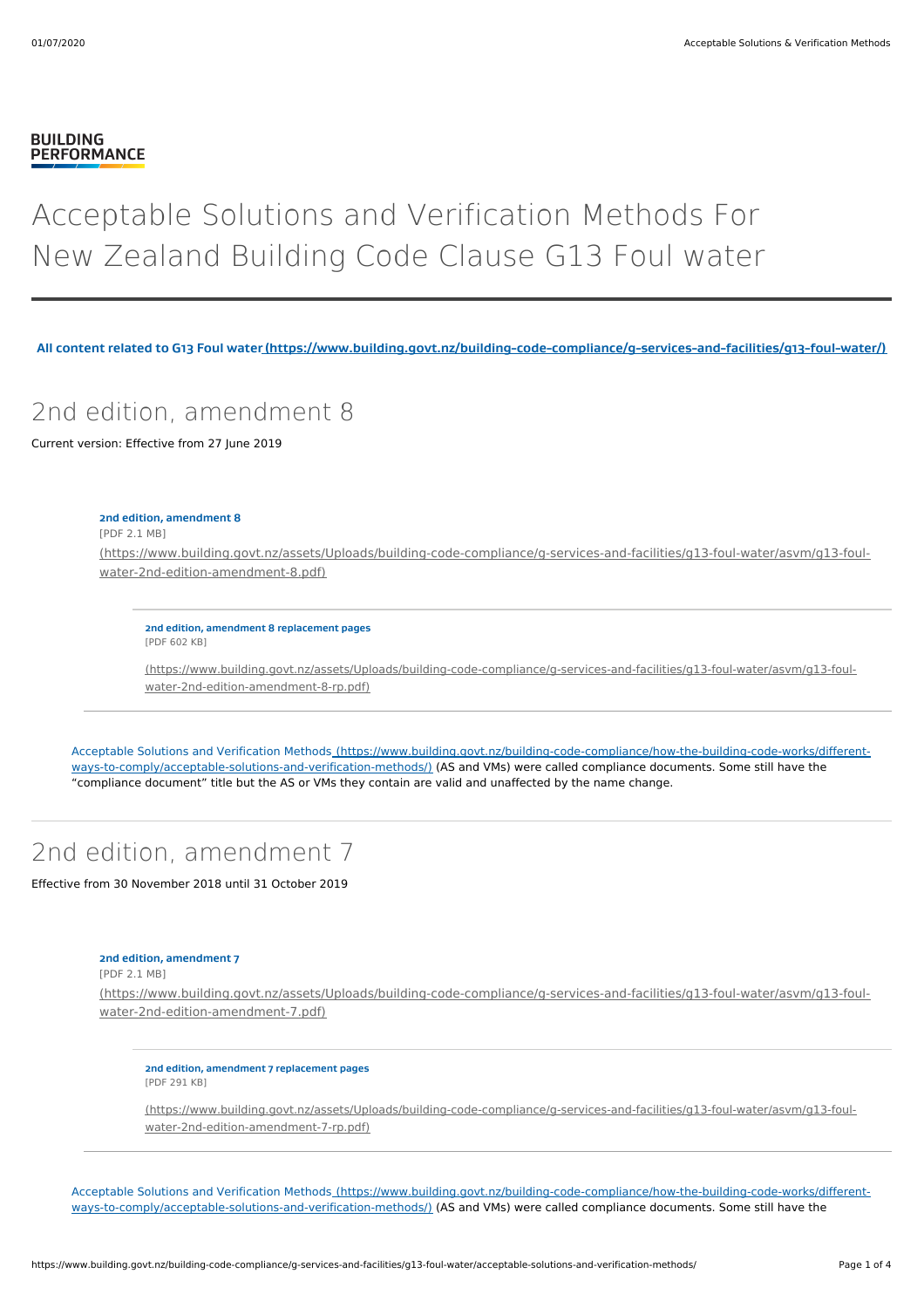**BUILDING PERFORMANCE**

# Acceptable Solutions and Verification Methods For New Zealand Building Code Clause G13 Foul water

**All content related to G13 Foul water (https://www.building.govt.nz/building-code-compliance/g-services-and-facilities/g13-foul-water/)**

## 2nd edition, amendment 8

Current version: Effective from 27 June 2019

**2nd edition, amendment 8**
[PDF 2.1 MB]
(https://www.building.govt.nz/assets/Uploads/building-code-compliance/g-services-and-facilities/g13-foul-water/asvm/g13-foul-water-2nd-edition-amendment-8.pdf)

**2nd edition, amendment 8 replacement pages**
[PDF 602 KB]
(https://www.building.govt.nz/assets/Uploads/building-code-compliance/g-services-and-facilities/g13-foul-water/asvm/g13-foul-water-2nd-edition-amendment-8-rp.pdf)

Acceptable Solutions and Verification Methods (https://www.building.govt.nz/building-code-compliance/how-the-building-code-works/different-ways-to-comply/acceptable-solutions-and-verification-methods/) (AS and VMs) were called compliance documents. Some still have the "compliance document" title but the AS or VMs they contain are valid and unaffected by the name change.

## 2nd edition, amendment 7

Effective from 30 November 2018 until 31 October 2019

**2nd edition, amendment 7**
[PDF 2.1 MB]
(https://www.building.govt.nz/assets/Uploads/building-code-compliance/g-services-and-facilities/g13-foul-water/asvm/g13-foul-water-2nd-edition-amendment-7.pdf)

**2nd edition, amendment 7 replacement pages**
[PDF 291 KB]
(https://www.building.govt.nz/assets/Uploads/building-code-compliance/g-services-and-facilities/g13-foul-water/asvm/g13-foul-water-2nd-edition-amendment-7-rp.pdf)

Acceptable Solutions and Verification Methods (https://www.building.govt.nz/building-code-compliance/how-the-building-code-works/different-ways-to-comply/acceptable-solutions-and-verification-methods/) (AS and VMs) were called compliance documents. Some still have the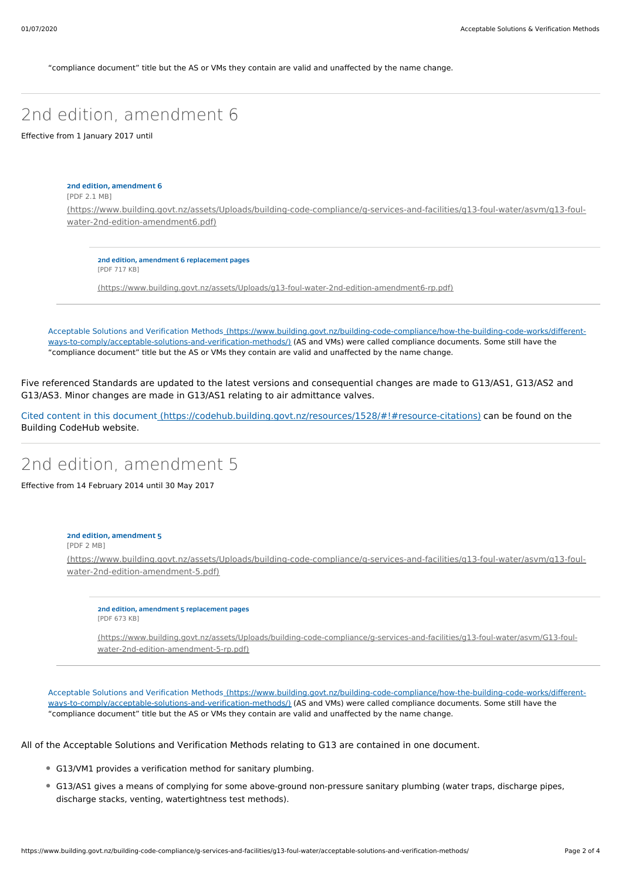"compliance document" title but the AS or VMs they contain are valid and unaffected by the name change.

## 2nd edition, amendment 6

Effective from 1 January 2017 until

**2nd edition, amendment 6**
[PDF 2.1 MB]
(https://www.building.govt.nz/assets/Uploads/building-code-compliance/g-services-and-facilities/g13-foul-water/asvm/g13-foul-water-2nd-edition-amendment6.pdf)

**2nd edition, amendment 6 replacement pages**
[PDF 717 KB]
(https://www.building.govt.nz/assets/Uploads/g13-foul-water-2nd-edition-amendment6-rp.pdf)

Acceptable Solutions and Verification Methods (https://www.building.govt.nz/building-code-compliance/how-the-building-code-works/different-ways-to-comply/acceptable-solutions-and-verification-methods/) (AS and VMs) were called compliance documents. Some still have the "compliance document" title but the AS or VMs they contain are valid and unaffected by the name change.

Five referenced Standards are updated to the latest versions and consequential changes are made to G13/AS1, G13/AS2 and G13/AS3. Minor changes are made in G13/AS1 relating to air admittance valves.

Cited content in this document (https://codehub.building.govt.nz/resources/1528/#!#resource-citations) can be found on the Building CodeHub website.

## 2nd edition, amendment 5

Effective from 14 February 2014 until 30 May 2017

**2nd edition, amendment 5**
[PDF 2 MB]
(https://www.building.govt.nz/assets/Uploads/building-code-compliance/g-services-and-facilities/g13-foul-water/asvm/g13-foul-water-2nd-edition-amendment-5.pdf)

**2nd edition, amendment 5 replacement pages**
[PDF 673 KB]
(https://www.building.govt.nz/assets/Uploads/building-code-compliance/g-services-and-facilities/g13-foul-water/asvm/G13-foul-water-2nd-edition-amendment-5-rp.pdf)

Acceptable Solutions and Verification Methods (https://www.building.govt.nz/building-code-compliance/how-the-building-code-works/different-ways-to-comply/acceptable-solutions-and-verification-methods/) (AS and VMs) were called compliance documents. Some still have the "compliance document" title but the AS or VMs they contain are valid and unaffected by the name change.

All of the Acceptable Solutions and Verification Methods relating to G13 are contained in one document.

- G13/VM1 provides a verification method for sanitary plumbing.
- G13/AS1 gives a means of complying for some above-ground non-pressure sanitary plumbing (water traps, discharge pipes, discharge stacks, venting, watertightness test methods).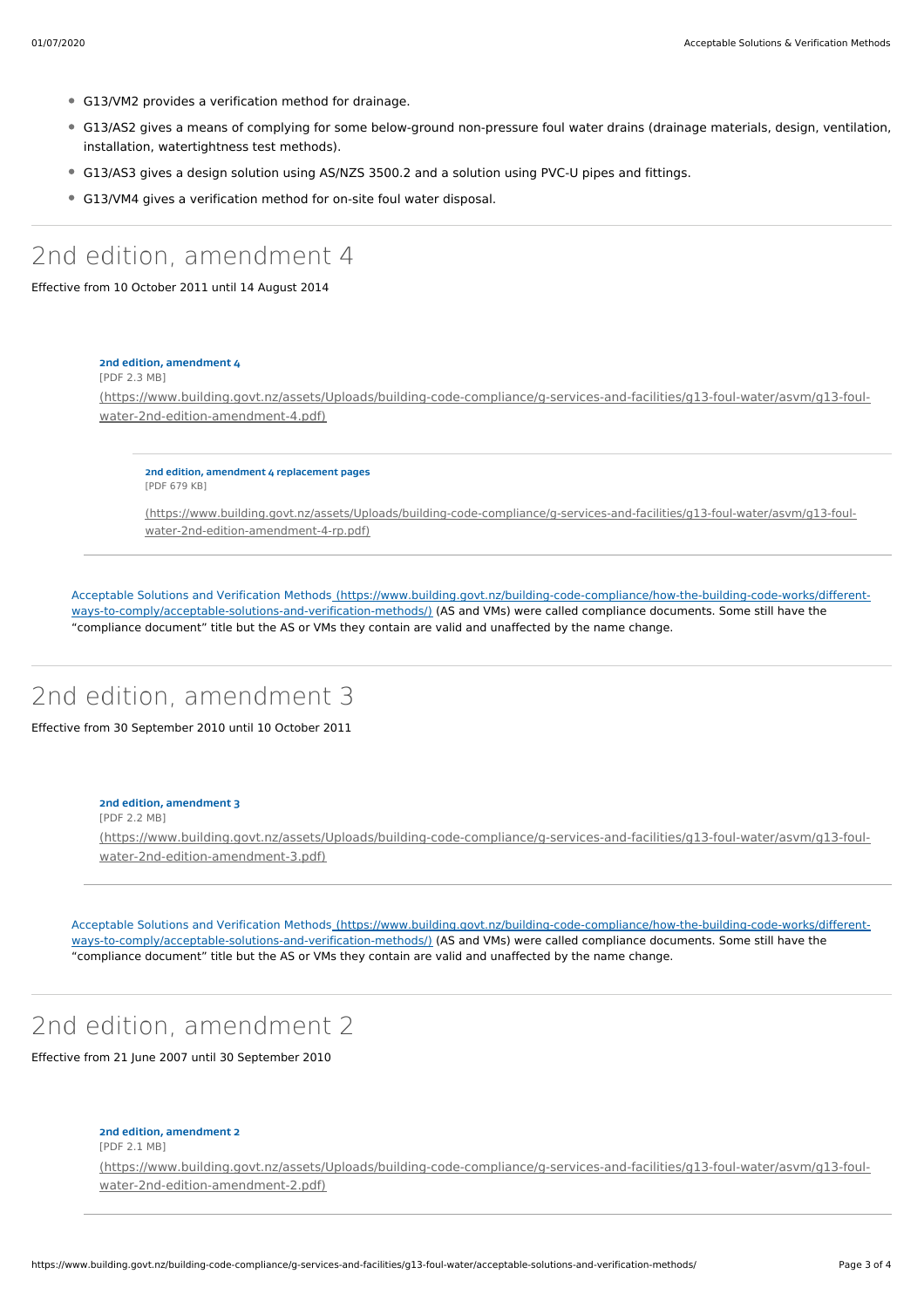- G13/VM2 provides a verification method for drainage.
- G13/AS2 gives a means of complying for some below-ground non-pressure foul water drains (drainage materials, design, ventilation, installation, watertightness test methods).
- G13/AS3 gives a design solution using AS/NZS 3500.2 and a solution using PVC-U pipes and fittings.
- G13/VM4 gives a verification method for on-site foul water disposal.

## 2nd edition, amendment 4

Effective from 10 October 2011 until 14 August 2014

**2nd edition, amendment 4**
[PDF 2.3 MB]
(https://www.building.govt.nz/assets/Uploads/building-code-compliance/g-services-and-facilities/g13-foul-water/asvm/g13-foul-water-2nd-edition-amendment-4.pdf)

**2nd edition, amendment 4 replacement pages**
[PDF 679 KB]
(https://www.building.govt.nz/assets/Uploads/building-code-compliance/g-services-and-facilities/g13-foul-water/asvm/g13-foul-water-2nd-edition-amendment-4-rp.pdf)

Acceptable Solutions and Verification Methods (https://www.building.govt.nz/building-code-compliance/how-the-building-code-works/different-ways-to-comply/acceptable-solutions-and-verification-methods/) (AS and VMs) were called compliance documents. Some still have the "compliance document" title but the AS or VMs they contain are valid and unaffected by the name change.

## 2nd edition, amendment 3

Effective from 30 September 2010 until 10 October 2011

**2nd edition, amendment 3**
[PDF 2.2 MB]
(https://www.building.govt.nz/assets/Uploads/building-code-compliance/g-services-and-facilities/g13-foul-water/asvm/g13-foul-water-2nd-edition-amendment-3.pdf)

Acceptable Solutions and Verification Methods (https://www.building.govt.nz/building-code-compliance/how-the-building-code-works/different-ways-to-comply/acceptable-solutions-and-verification-methods/) (AS and VMs) were called compliance documents. Some still have the "compliance document" title but the AS or VMs they contain are valid and unaffected by the name change.

## 2nd edition, amendment 2

Effective from 21 June 2007 until 30 September 2010

**2nd edition, amendment 2**
[PDF 2.1 MB]
(https://www.building.govt.nz/assets/Uploads/building-code-compliance/g-services-and-facilities/g13-foul-water/asvm/g13-foul-water-2nd-edition-amendment-2.pdf)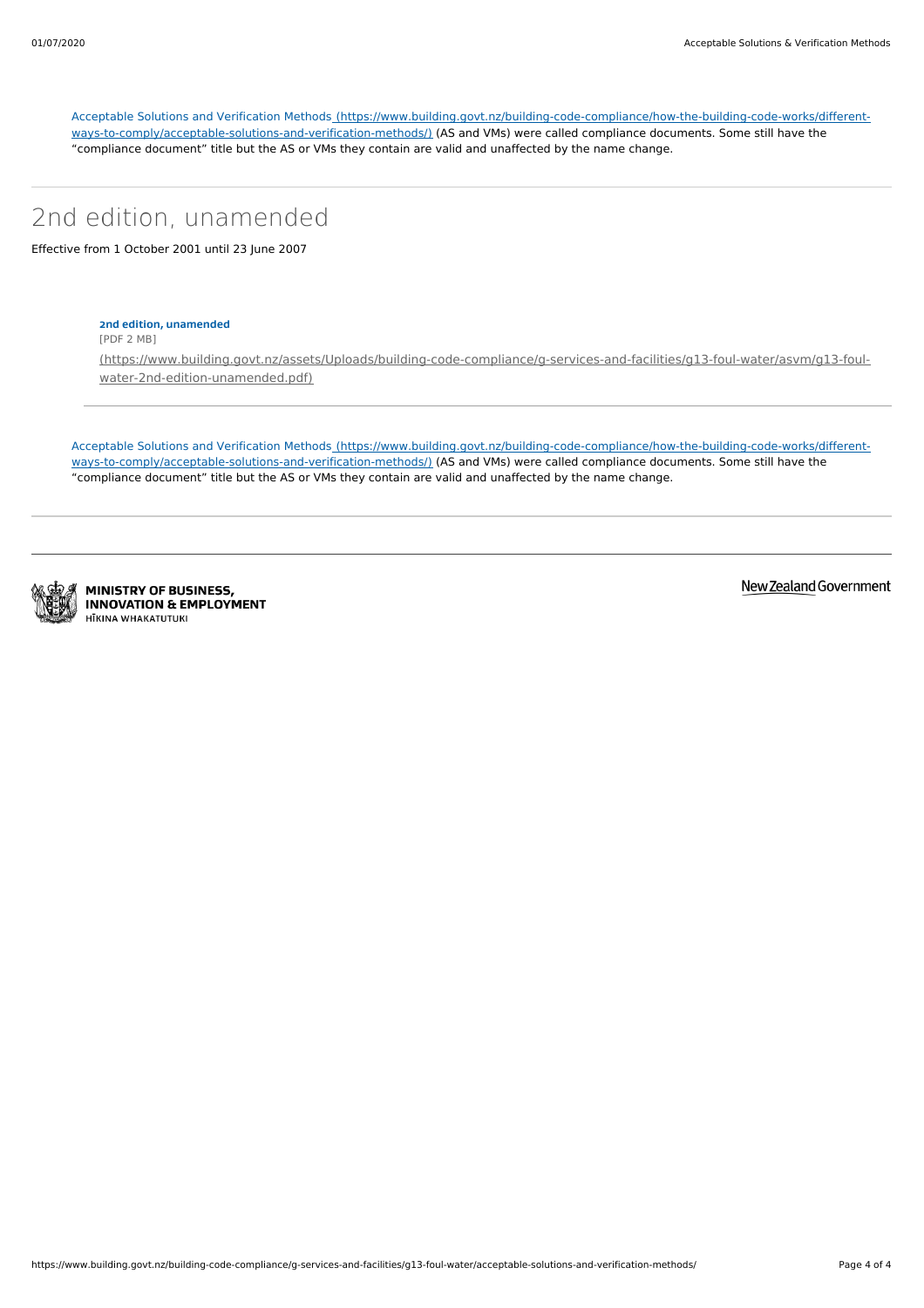Acceptable Solutions and Verification Methods (https://www.building.govt.nz/building-code-compliance/how-the-building-code-works/different-ways-to-comply/acceptable-solutions-and-verification-methods/) (AS and VMs) were called compliance documents. Some still have the "compliance document" title but the AS or VMs they contain are valid and unaffected by the name change.

## 2nd edition, unamended

Effective from 1 October 2001 until 23 June 2007

**2nd edition, unamended**
[PDF 2 MB]
(https://www.building.govt.nz/assets/Uploads/building-code-compliance/g-services-and-facilities/g13-foul-water/asvm/g13-foul-water-2nd-edition-unamended.pdf)

Acceptable Solutions and Verification Methods (https://www.building.govt.nz/building-code-compliance/how-the-building-code-works/different-ways-to-comply/acceptable-solutions-and-verification-methods/) (AS and VMs) were called compliance documents. Some still have the "compliance document" title but the AS or VMs they contain are valid and unaffected by the name change.

MINISTRY OF BUSINESS, INNOVATION & EMPLOYMENT
HĪKINA WHAKATUTUKI

New Zealand Government